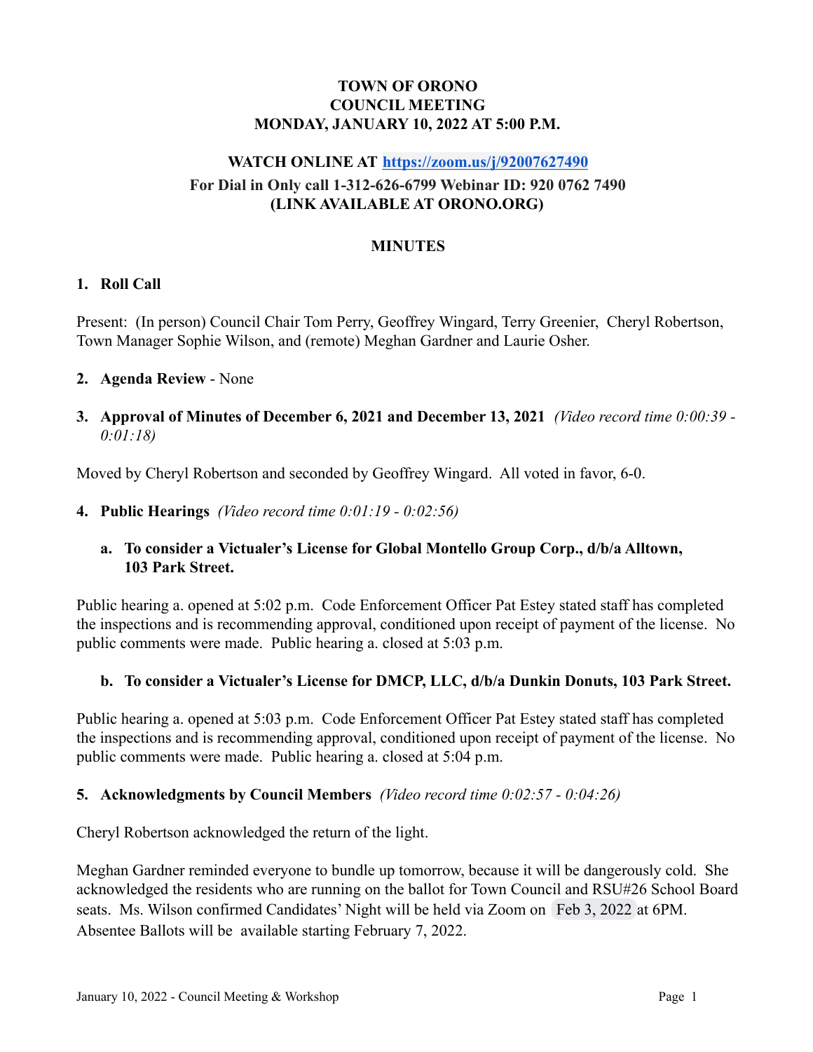**TOWN OF ORONO**
**COUNCIL MEETING**
**MONDAY, JANUARY 10, 2022 AT 5:00 P.M.**

**WATCH ONLINE AT https://zoom.us/j/92007627490**
**For Dial in Only call 1-312-626-6799 Webinar ID: 920 0762 7490**
**(LINK AVAILABLE AT ORONO.ORG)**

# MINUTES

## 1. Roll Call

Present: (In person) Council Chair Tom Perry, Geoffrey Wingard, Terry Greenier, Cheryl Robertson, Town Manager Sophie Wilson, and (remote) Meghan Gardner and Laurie Osher.

## 2. Agenda Review - None

## 3. Approval of Minutes of December 6, 2021 and December 13, 2021 *(Video record time 0:00:39 - 0:01:18)*

Moved by Cheryl Robertson and seconded by Geoffrey Wingard. All voted in favor, 6-0.

## 4. Public Hearings *(Video record time 0:01:19 - 0:02:56)*

### a. To consider a Victualer's License for Global Montello Group Corp., d/b/a Alltown, 103 Park Street.

Public hearing a. opened at 5:02 p.m. Code Enforcement Officer Pat Estey stated staff has completed the inspections and is recommending approval, conditioned upon receipt of payment of the license. No public comments were made. Public hearing a. closed at 5:03 p.m.

### b. To consider a Victualer's License for DMCP, LLC, d/b/a Dunkin Donuts, 103 Park Street.

Public hearing a. opened at 5:03 p.m. Code Enforcement Officer Pat Estey stated staff has completed the inspections and is recommending approval, conditioned upon receipt of payment of the license. No public comments were made. Public hearing a. closed at 5:04 p.m.

## 5. Acknowledgments by Council Members *(Video record time 0:02:57 - 0:04:26)*

Cheryl Robertson acknowledged the return of the light.

Meghan Gardner reminded everyone to bundle up tomorrow, because it will be dangerously cold. She acknowledged the residents who are running on the ballot for Town Council and RSU#26 School Board seats. Ms. Wilson confirmed Candidates' Night will be held via Zoom on Feb 3, 2022 at 6PM. Absentee Ballots will be available starting February 7, 2022.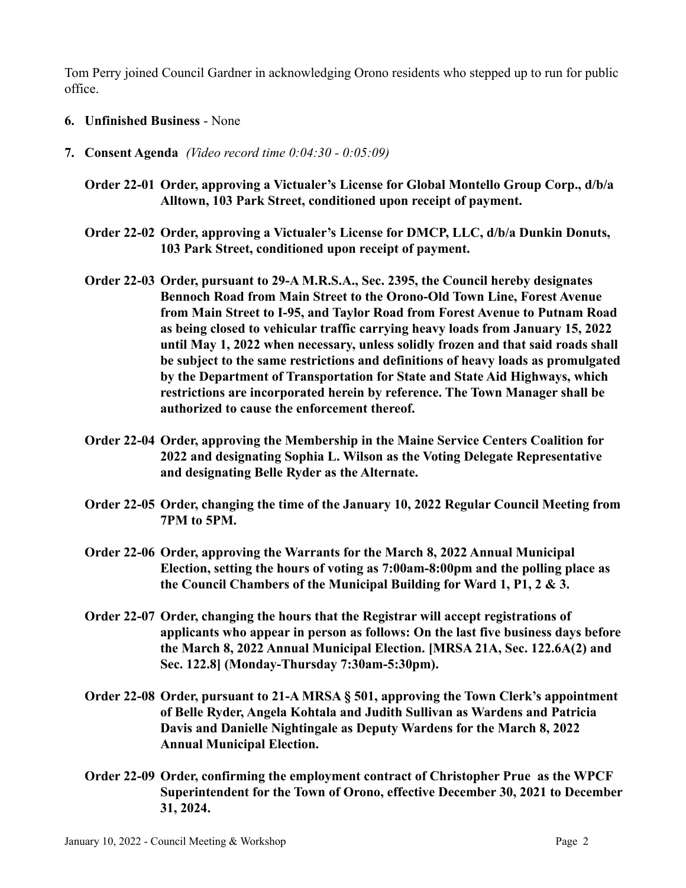Tom Perry joined Council Gardner in acknowledging Orono residents who stepped up to run for public office.

6. **Unfinished Business** - None

7. **Consent Agenda** *(Video record time 0:04:30 - 0:05:09)*

   **Order 22-01 Order, approving a Victualer's License for Global Montello Group Corp., d/b/a Alltown, 103 Park Street, conditioned upon receipt of payment.**

   **Order 22-02 Order, approving a Victualer's License for DMCP, LLC, d/b/a Dunkin Donuts, 103 Park Street, conditioned upon receipt of payment.**

   **Order 22-03 Order, pursuant to 29-A M.R.S.A., Sec. 2395, the Council hereby designates Bennoch Road from Main Street to the Orono-Old Town Line, Forest Avenue from Main Street to I-95, and Taylor Road from Forest Avenue to Putnam Road as being closed to vehicular traffic carrying heavy loads from January 15, 2022 until May 1, 2022 when necessary, unless solidly frozen and that said roads shall be subject to the same restrictions and definitions of heavy loads as promulgated by the Department of Transportation for State and State Aid Highways, which restrictions are incorporated herein by reference. The Town Manager shall be authorized to cause the enforcement thereof.**

   **Order 22-04 Order, approving the Membership in the Maine Service Centers Coalition for 2022 and designating Sophia L. Wilson as the Voting Delegate Representative and designating Belle Ryder as the Alternate.**

   **Order 22-05 Order, changing the time of the January 10, 2022 Regular Council Meeting from 7PM to 5PM.**

   **Order 22-06 Order, approving the Warrants for the March 8, 2022 Annual Municipal Election, setting the hours of voting as 7:00am-8:00pm and the polling place as the Council Chambers of the Municipal Building for Ward 1, P1, 2 & 3.**

   **Order 22-07 Order, changing the hours that the Registrar will accept registrations of applicants who appear in person as follows: On the last five business days before the March 8, 2022 Annual Municipal Election. [MRSA 21A, Sec. 122.6A(2) and Sec. 122.8] (Monday-Thursday 7:30am-5:30pm).**

   **Order 22-08 Order, pursuant to 21-A MRSA § 501, approving the Town Clerk's appointment of Belle Ryder, Angela Kohtala and Judith Sullivan as Wardens and Patricia Davis and Danielle Nightingale as Deputy Wardens for the March 8, 2022 Annual Municipal Election.**

   **Order 22-09 Order, confirming the employment contract of Christopher Prue as the WPCF Superintendent for the Town of Orono, effective December 30, 2021 to December 31, 2024.**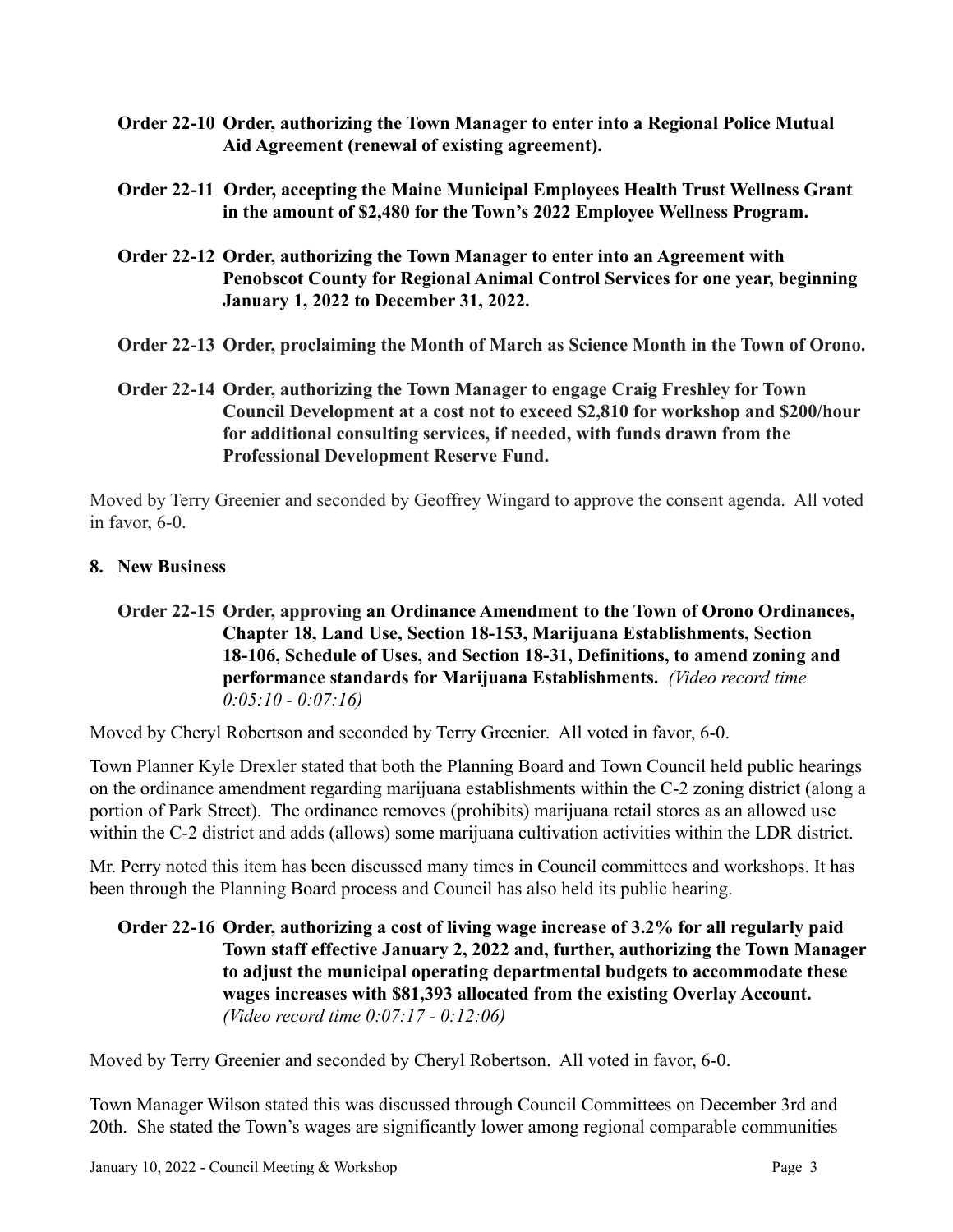**Order 22-10 Order, authorizing the Town Manager to enter into a Regional Police Mutual Aid Agreement (renewal of existing agreement).**

**Order 22-11 Order, accepting the Maine Municipal Employees Health Trust Wellness Grant in the amount of $2,480 for the Town's 2022 Employee Wellness Program.**

**Order 22-12 Order, authorizing the Town Manager to enter into an Agreement with Penobscot County for Regional Animal Control Services for one year, beginning January 1, 2022 to December 31, 2022.**

**Order 22-13 Order, proclaiming the Month of March as Science Month in the Town of Orono.**

**Order 22-14 Order, authorizing the Town Manager to engage Craig Freshley for Town Council Development at a cost not to exceed $2,810 for workshop and $200/hour for additional consulting services, if needed, with funds drawn from the Professional Development Reserve Fund.**

Moved by Terry Greenier and seconded by Geoffrey Wingard to approve the consent agenda. All voted in favor, 6-0.

**8. New Business**

**Order 22-15 Order, approving an Ordinance Amendment to the Town of Orono Ordinances, Chapter 18, Land Use, Section 18-153, Marijuana Establishments, Section 18-106, Schedule of Uses, and Section 18-31, Definitions, to amend zoning and performance standards for Marijuana Establishments.** *(Video record time 0:05:10 - 0:07:16)*

Moved by Cheryl Robertson and seconded by Terry Greenier. All voted in favor, 6-0.

Town Planner Kyle Drexler stated that both the Planning Board and Town Council held public hearings on the ordinance amendment regarding marijuana establishments within the C-2 zoning district (along a portion of Park Street). The ordinance removes (prohibits) marijuana retail stores as an allowed use within the C-2 district and adds (allows) some marijuana cultivation activities within the LDR district.

Mr. Perry noted this item has been discussed many times in Council committees and workshops. It has been through the Planning Board process and Council has also held its public hearing.

**Order 22-16 Order, authorizing a cost of living wage increase of 3.2% for all regularly paid Town staff effective January 2, 2022 and, further, authorizing the Town Manager to adjust the municipal operating departmental budgets to accommodate these wages increases with $81,393 allocated from the existing Overlay Account.** *(Video record time 0:07:17 - 0:12:06)*

Moved by Terry Greenier and seconded by Cheryl Robertson. All voted in favor, 6-0.

Town Manager Wilson stated this was discussed through Council Committees on December 3rd and 20th. She stated the Town's wages are significantly lower among regional comparable communities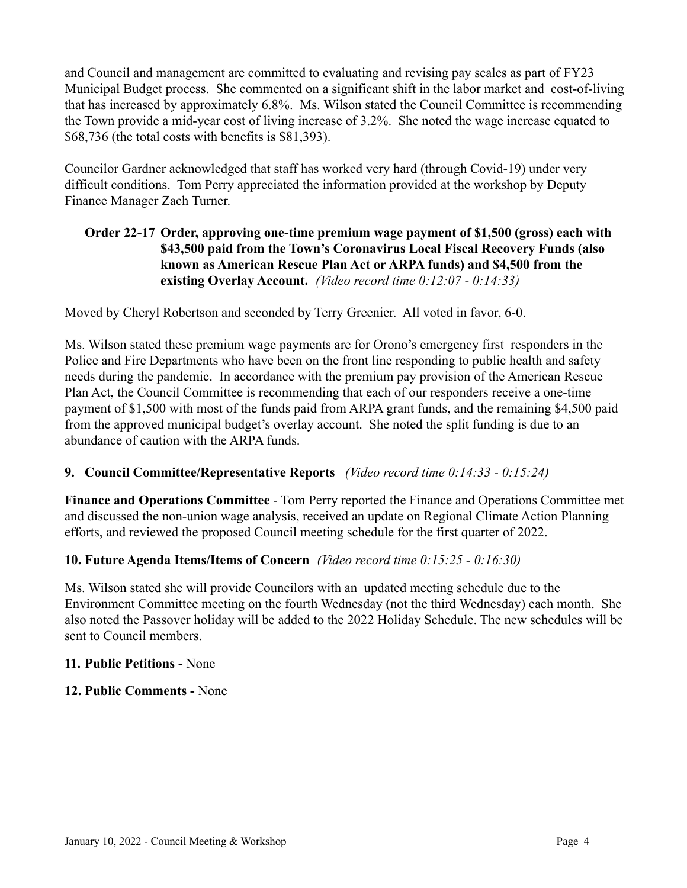and Council and management are committed to evaluating and revising pay scales as part of FY23 Municipal Budget process. She commented on a significant shift in the labor market and cost-of-living that has increased by approximately 6.8%. Ms. Wilson stated the Council Committee is recommending the Town provide a mid-year cost of living increase of 3.2%. She noted the wage increase equated to $68,736 (the total costs with benefits is $81,393).

Councilor Gardner acknowledged that staff has worked very hard (through Covid-19) under very difficult conditions. Tom Perry appreciated the information provided at the workshop by Deputy Finance Manager Zach Turner.

**Order 22-17 Order, approving one-time premium wage payment of $1,500 (gross) each with $43,500 paid from the Town's Coronavirus Local Fiscal Recovery Funds (also known as American Rescue Plan Act or ARPA funds) and $4,500 from the existing Overlay Account.** *(Video record time 0:12:07 - 0:14:33)*

Moved by Cheryl Robertson and seconded by Terry Greenier. All voted in favor, 6-0.

Ms. Wilson stated these premium wage payments are for Orono's emergency first responders in the Police and Fire Departments who have been on the front line responding to public health and safety needs during the pandemic. In accordance with the premium pay provision of the American Rescue Plan Act, the Council Committee is recommending that each of our responders receive a one-time payment of $1,500 with most of the funds paid from ARPA grant funds, and the remaining $4,500 paid from the approved municipal budget's overlay account. She noted the split funding is due to an abundance of caution with the ARPA funds.

**9. Council Committee/Representative Reports** *(Video record time 0:14:33 - 0:15:24)*

**Finance and Operations Committee** - Tom Perry reported the Finance and Operations Committee met and discussed the non-union wage analysis, received an update on Regional Climate Action Planning efforts, and reviewed the proposed Council meeting schedule for the first quarter of 2022.

**10. Future Agenda Items/Items of Concern** *(Video record time 0:15:25 - 0:16:30)*

Ms. Wilson stated she will provide Councilors with an updated meeting schedule due to the Environment Committee meeting on the fourth Wednesday (not the third Wednesday) each month. She also noted the Passover holiday will be added to the 2022 Holiday Schedule. The new schedules will be sent to Council members.

**11. Public Petitions -** None

**12. Public Comments -** None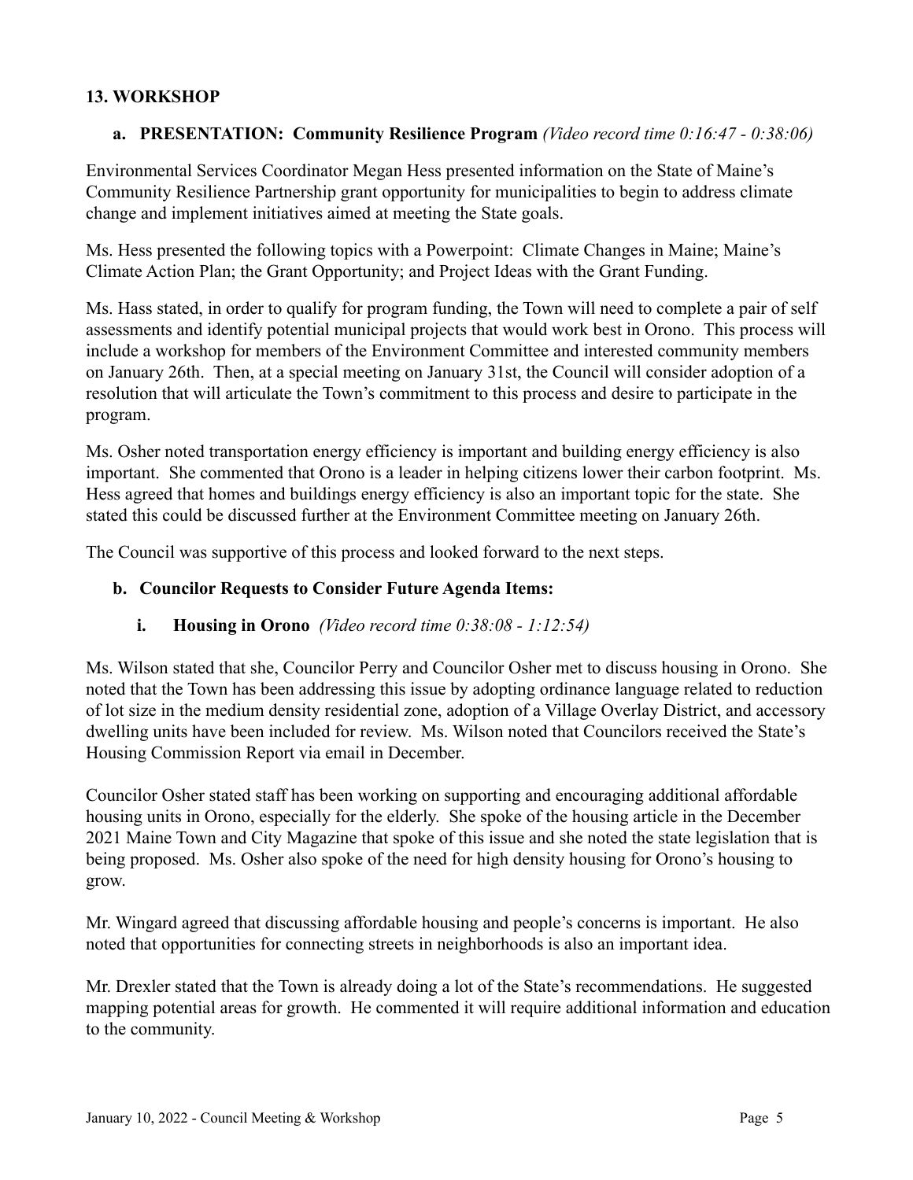### 13. WORKSHOP

#### a. PRESENTATION: Community Resilience Program *(Video record time 0:16:47 - 0:38:06)*

Environmental Services Coordinator Megan Hess presented information on the State of Maine's Community Resilience Partnership grant opportunity for municipalities to begin to address climate change and implement initiatives aimed at meeting the State goals.

Ms. Hess presented the following topics with a Powerpoint: Climate Changes in Maine; Maine's Climate Action Plan; the Grant Opportunity; and Project Ideas with the Grant Funding.

Ms. Hass stated, in order to qualify for program funding, the Town will need to complete a pair of self assessments and identify potential municipal projects that would work best in Orono. This process will include a workshop for members of the Environment Committee and interested community members on January 26th. Then, at a special meeting on January 31st, the Council will consider adoption of a resolution that will articulate the Town's commitment to this process and desire to participate in the program.

Ms. Osher noted transportation energy efficiency is important and building energy efficiency is also important. She commented that Orono is a leader in helping citizens lower their carbon footprint. Ms. Hess agreed that homes and buildings energy efficiency is also an important topic for the state. She stated this could be discussed further at the Environment Committee meeting on January 26th.

The Council was supportive of this process and looked forward to the next steps.

#### b. Councilor Requests to Consider Future Agenda Items:

##### i. Housing in Orono *(Video record time 0:38:08 - 1:12:54)*

Ms. Wilson stated that she, Councilor Perry and Councilor Osher met to discuss housing in Orono. She noted that the Town has been addressing this issue by adopting ordinance language related to reduction of lot size in the medium density residential zone, adoption of a Village Overlay District, and accessory dwelling units have been included for review. Ms. Wilson noted that Councilors received the State's Housing Commission Report via email in December.

Councilor Osher stated staff has been working on supporting and encouraging additional affordable housing units in Orono, especially for the elderly. She spoke of the housing article in the December 2021 Maine Town and City Magazine that spoke of this issue and she noted the state legislation that is being proposed. Ms. Osher also spoke of the need for high density housing for Orono's housing to grow.

Mr. Wingard agreed that discussing affordable housing and people's concerns is important. He also noted that opportunities for connecting streets in neighborhoods is also an important idea.

Mr. Drexler stated that the Town is already doing a lot of the State's recommendations. He suggested mapping potential areas for growth. He commented it will require additional information and education to the community.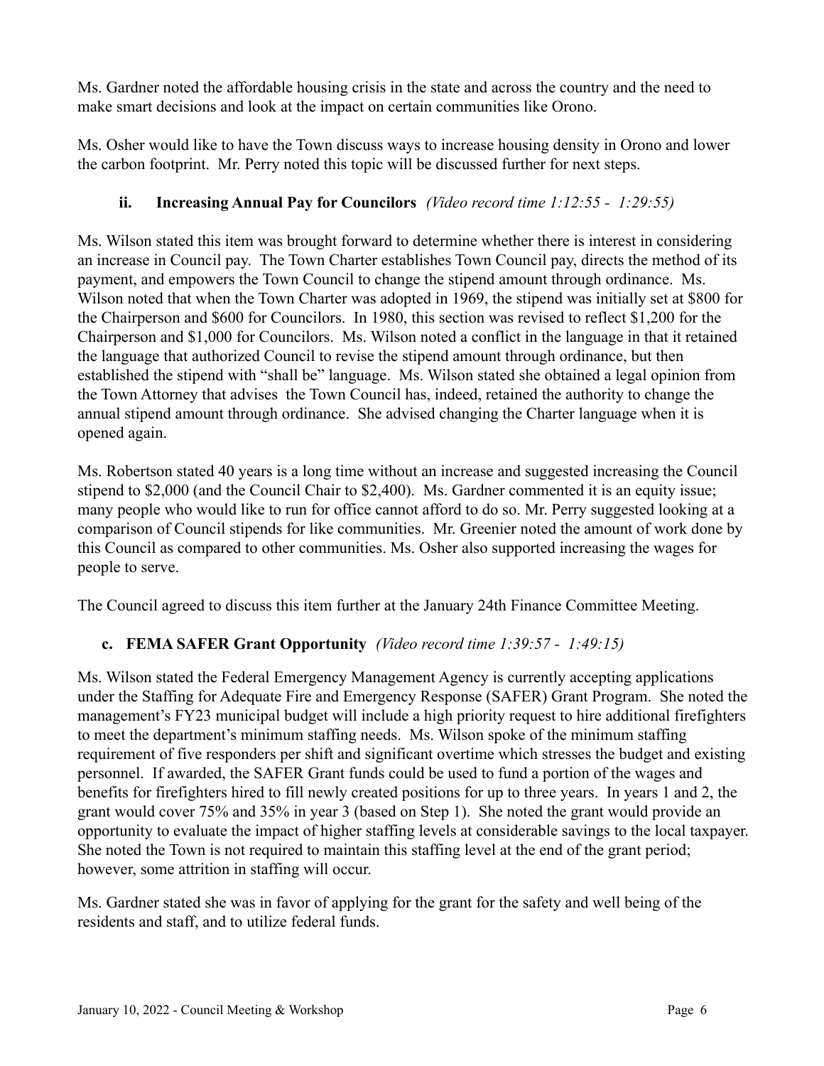Ms. Gardner noted the affordable housing crisis in the state and across the country and the need to make smart decisions and look at the impact on certain communities like Orono.

Ms. Osher would like to have the Town discuss ways to increase housing density in Orono and lower the carbon footprint. Mr. Perry noted this topic will be discussed further for next steps.

### ii. Increasing Annual Pay for Councilors *(Video record time 1:12:55 - 1:29:55)*

Ms. Wilson stated this item was brought forward to determine whether there is interest in considering an increase in Council pay. The Town Charter establishes Town Council pay, directs the method of its payment, and empowers the Town Council to change the stipend amount through ordinance. Ms. Wilson noted that when the Town Charter was adopted in 1969, the stipend was initially set at $800 for the Chairperson and $600 for Councilors. In 1980, this section was revised to reflect $1,200 for the Chairperson and $1,000 for Councilors. Ms. Wilson noted a conflict in the language in that it retained the language that authorized Council to revise the stipend amount through ordinance, but then established the stipend with "shall be" language. Ms. Wilson stated she obtained a legal opinion from the Town Attorney that advises the Town Council has, indeed, retained the authority to change the annual stipend amount through ordinance. She advised changing the Charter language when it is opened again.

Ms. Robertson stated 40 years is a long time without an increase and suggested increasing the Council stipend to $2,000 (and the Council Chair to $2,400). Ms. Gardner commented it is an equity issue; many people who would like to run for office cannot afford to do so. Mr. Perry suggested looking at a comparison of Council stipends for like communities. Mr. Greenier noted the amount of work done by this Council as compared to other communities. Ms. Osher also supported increasing the wages for people to serve.

The Council agreed to discuss this item further at the January 24th Finance Committee Meeting.

### c. FEMA SAFER Grant Opportunity *(Video record time 1:39:57 - 1:49:15)*

Ms. Wilson stated the Federal Emergency Management Agency is currently accepting applications under the Staffing for Adequate Fire and Emergency Response (SAFER) Grant Program. She noted the management's FY23 municipal budget will include a high priority request to hire additional firefighters to meet the department's minimum staffing needs. Ms. Wilson spoke of the minimum staffing requirement of five responders per shift and significant overtime which stresses the budget and existing personnel. If awarded, the SAFER Grant funds could be used to fund a portion of the wages and benefits for firefighters hired to fill newly created positions for up to three years. In years 1 and 2, the grant would cover 75% and 35% in year 3 (based on Step 1). She noted the grant would provide an opportunity to evaluate the impact of higher staffing levels at considerable savings to the local taxpayer. She noted the Town is not required to maintain this staffing level at the end of the grant period; however, some attrition in staffing will occur.

Ms. Gardner stated she was in favor of applying for the grant for the safety and well being of the residents and staff, and to utilize federal funds.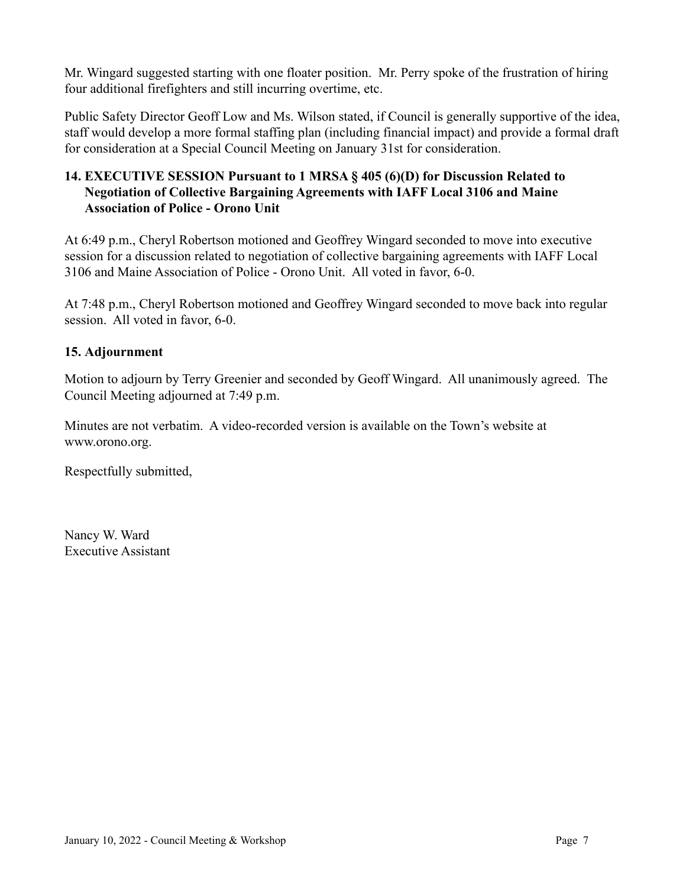Mr. Wingard suggested starting with one floater position. Mr. Perry spoke of the frustration of hiring four additional firefighters and still incurring overtime, etc.

Public Safety Director Geoff Low and Ms. Wilson stated, if Council is generally supportive of the idea, staff would develop a more formal staffing plan (including financial impact) and provide a formal draft for consideration at a Special Council Meeting on January 31st for consideration.

**14. EXECUTIVE SESSION Pursuant to 1 MRSA § 405 (6)(D) for Discussion Related to Negotiation of Collective Bargaining Agreements with IAFF Local 3106 and Maine Association of Police - Orono Unit**

At 6:49 p.m., Cheryl Robertson motioned and Geoffrey Wingard seconded to move into executive session for a discussion related to negotiation of collective bargaining agreements with IAFF Local 3106 and Maine Association of Police - Orono Unit. All voted in favor, 6-0.

At 7:48 p.m., Cheryl Robertson motioned and Geoffrey Wingard seconded to move back into regular session. All voted in favor, 6-0.

**15. Adjournment**

Motion to adjourn by Terry Greenier and seconded by Geoff Wingard. All unanimously agreed. The Council Meeting adjourned at 7:49 p.m.

Minutes are not verbatim. A video-recorded version is available on the Town's website at www.orono.org.

Respectfully submitted,

Nancy W. Ward
Executive Assistant